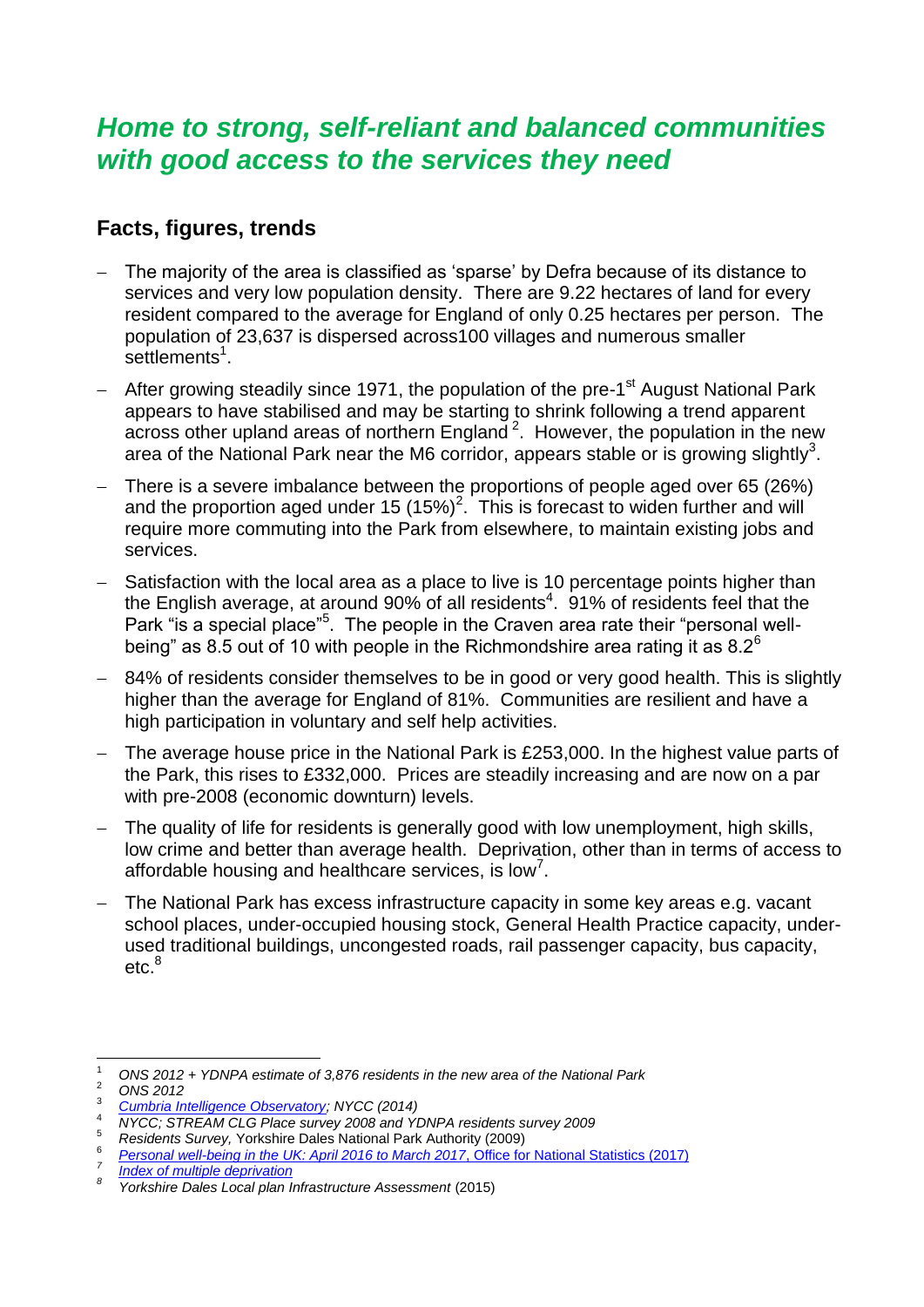## *Home to strong, self-reliant and balanced communities with good access to the services they need*

### Facts, figures, trends

- The majority of the area is classified as 'sparse' by Defra because of its distance to services and very low population density. There are 9.22 hectares of land for every resident compared to the average for England of only 0.25 hectares per person. The population of 23,637 is dispersed across100 villages and numerous smaller settlements[1].
- After growing steadily since 1971, the population of the pre-1st August National Park appears to have stabilised and may be starting to shrink following a trend apparent across other upland areas of northern England [2]. However, the population in the new area of the National Park near the M6 corridor, appears stable or is growing slightly[3].
- There is a severe imbalance between the proportions of people aged over 65 (26%) and the proportion aged under 15 (15%)[2]. This is forecast to widen further and will require more commuting into the Park from elsewhere, to maintain existing jobs and services.
- Satisfaction with the local area as a place to live is 10 percentage points higher than the English average, at around 90% of all residents[4]. 91% of residents feel that the Park "is a special place"[5]. The people in the Craven area rate their "personal well-being" as 8.5 out of 10 with people in the Richmondshire area rating it as 8.2[6]
- 84% of residents consider themselves to be in good or very good health. This is slightly higher than the average for England of 81%. Communities are resilient and have a high participation in voluntary and self help activities.
- The average house price in the National Park is £253,000. In the highest value parts of the Park, this rises to £332,000. Prices are steadily increasing and are now on a par with pre-2008 (economic downturn) levels.
- The quality of life for residents is generally good with low unemployment, high skills, low crime and better than average health. Deprivation, other than in terms of access to affordable housing and healthcare services, is low[7].
- The National Park has excess infrastructure capacity in some key areas e.g. vacant school places, under-occupied housing stock, General Health Practice capacity, under-used traditional buildings, uncongested roads, rail passenger capacity, bus capacity, etc.[8]

---

1 *ONS 2012 + YDNPA estimate of 3,876 residents in the new area of the National Park*
2 *ONS 2012*
3 *Cumbria Intelligence Observatory; NYCC (2014)*
4 *NYCC; STREAM CLG Place survey 2008 and YDNPA residents survey 2009*
5 *Residents Survey,* Yorkshire Dales National Park Authority (2009)
6 *Personal well-being in the UK: April 2016 to March 2017*, Office for National Statistics (2017)
7 *Index of multiple deprivation*
8 *Yorkshire Dales Local plan Infrastructure Assessment* (2015)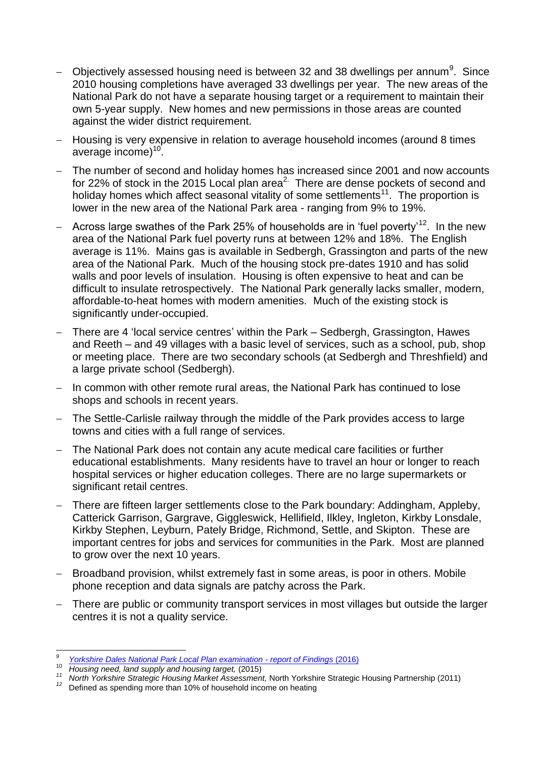- Objectively assessed housing need is between 32 and 38 dwellings per annum[9]. Since 2010 housing completions have averaged 33 dwellings per year. The new areas of the National Park do not have a separate housing target or a requirement to maintain their own 5-year supply. New homes and new permissions in those areas are counted against the wider district requirement.
- Housing is very expensive in relation to average household incomes (around 8 times average income)[10].
- The number of second and holiday homes has increased since 2001 and now accounts for 22% of stock in the 2015 Local plan area[2]. There are dense pockets of second and holiday homes which affect seasonal vitality of some settlements[11]. The proportion is lower in the new area of the National Park area - ranging from 9% to 19%.
- Across large swathes of the Park 25% of households are in 'fuel poverty'[12]. In the new area of the National Park fuel poverty runs at between 12% and 18%. The English average is 11%. Mains gas is available in Sedbergh, Grassington and parts of the new area of the National Park. Much of the housing stock pre-dates 1910 and has solid walls and poor levels of insulation. Housing is often expensive to heat and can be difficult to insulate retrospectively. The National Park generally lacks smaller, modern, affordable-to-heat homes with modern amenities. Much of the existing stock is significantly under-occupied.
- There are 4 'local service centres' within the Park – Sedbergh, Grassington, Hawes and Reeth – and 49 villages with a basic level of services, such as a school, pub, shop or meeting place. There are two secondary schools (at Sedbergh and Threshfield) and a large private school (Sedbergh).
- In common with other remote rural areas, the National Park has continued to lose shops and schools in recent years.
- The Settle-Carlisle railway through the middle of the Park provides access to large towns and cities with a full range of services.
- The National Park does not contain any acute medical care facilities or further educational establishments. Many residents have to travel an hour or longer to reach hospital services or higher education colleges. There are no large supermarkets or significant retail centres.
- There are fifteen larger settlements close to the Park boundary: Addingham, Appleby, Catterick Garrison, Gargrave, Giggleswick, Hellifield, Ilkley, Ingleton, Kirkby Lonsdale, Kirkby Stephen, Leyburn, Pately Bridge, Richmond, Settle, and Skipton. These are important centres for jobs and services for communities in the Park. Most are planned to grow over the next 10 years.
- Broadband provision, whilst extremely fast in some areas, is poor in others. Mobile phone reception and data signals are patchy across the Park.
- There are public or community transport services in most villages but outside the larger centres it is not a quality service.

---

[9] *Yorkshire Dales National Park Local Plan examination - report of Findings* (2016)

[10] *Housing need, land supply and housing target,* (2015)

[11] *North Yorkshire Strategic Housing Market Assessment,* North Yorkshire Strategic Housing Partnership (2011)

[12] Defined as spending more than 10% of household income on heating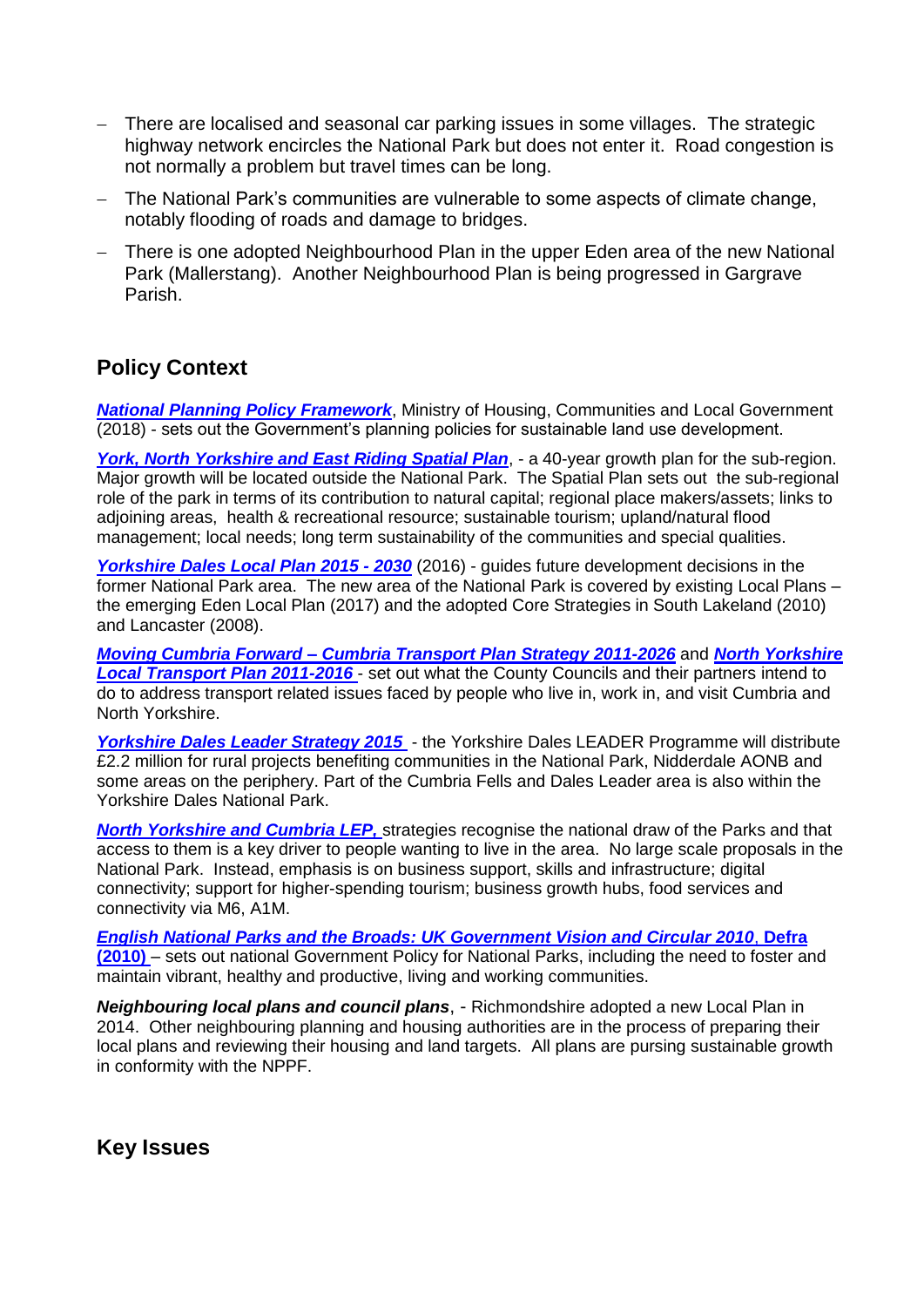- There are localised and seasonal car parking issues in some villages. The strategic highway network encircles the National Park but does not enter it. Road congestion is not normally a problem but travel times can be long.
- The National Park's communities are vulnerable to some aspects of climate change, notably flooding of roads and damage to bridges.
- There is one adopted Neighbourhood Plan in the upper Eden area of the new National Park (Mallerstang). Another Neighbourhood Plan is being progressed in Gargrave Parish.

## Policy Context

***National Planning Policy Framework***, Ministry of Housing, Communities and Local Government (2018) - sets out the Government's planning policies for sustainable land use development.

***York, North Yorkshire and East Riding Spatial Plan***, - a 40-year growth plan for the sub-region. Major growth will be located outside the National Park. The Spatial Plan sets out the sub-regional role of the park in terms of its contribution to natural capital; regional place makers/assets; links to adjoining areas, health & recreational resource; sustainable tourism; upland/natural flood management; local needs; long term sustainability of the communities and special qualities.

***Yorkshire Dales Local Plan 2015 - 2030*** (2016) - guides future development decisions in the former National Park area. The new area of the National Park is covered by existing Local Plans – the emerging Eden Local Plan (2017) and the adopted Core Strategies in South Lakeland (2010) and Lancaster (2008).

***Moving Cumbria Forward – Cumbria Transport Plan Strategy 2011-2026*** and ***North Yorkshire Local Transport Plan 2011-2016*** - set out what the County Councils and their partners intend to do to address transport related issues faced by people who live in, work in, and visit Cumbria and North Yorkshire.

***Yorkshire Dales Leader Strategy 2015*** - the Yorkshire Dales LEADER Programme will distribute £2.2 million for rural projects benefiting communities in the National Park, Nidderdale AONB and some areas on the periphery. Part of the Cumbria Fells and Dales Leader area is also within the Yorkshire Dales National Park.

***North Yorkshire and Cumbria LEP,*** strategies recognise the national draw of the Parks and that access to them is a key driver to people wanting to live in the area. No large scale proposals in the National Park. Instead, emphasis is on business support, skills and infrastructure; digital connectivity; support for higher-spending tourism; business growth hubs, food services and connectivity via M6, A1M.

***English National Parks and the Broads: UK Government Vision and Circular 2010*, Defra (2010)** – sets out national Government Policy for National Parks, including the need to foster and maintain vibrant, healthy and productive, living and working communities.

***Neighbouring local plans and council plans***, - Richmondshire adopted a new Local Plan in 2014. Other neighbouring planning and housing authorities are in the process of preparing their local plans and reviewing their housing and land targets. All plans are pursing sustainable growth in conformity with the NPPF.

## Key Issues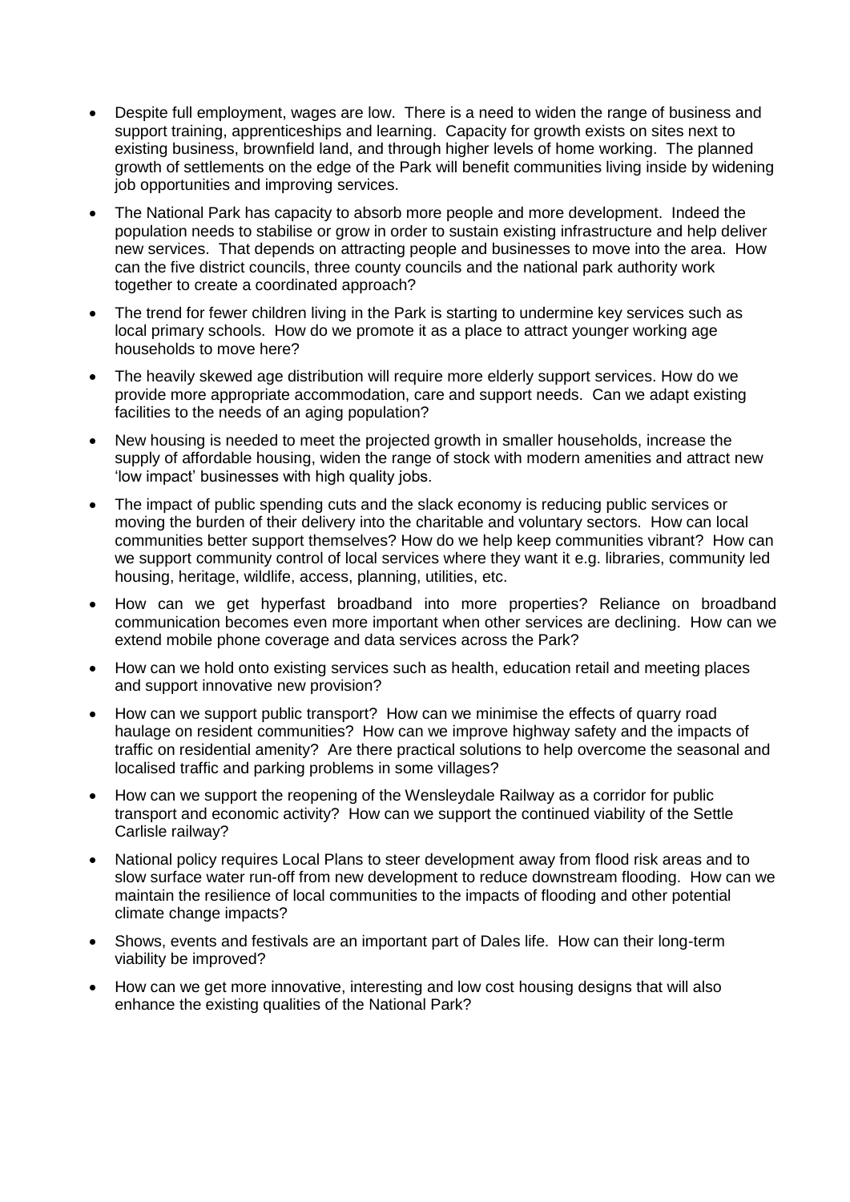- Despite full employment, wages are low. There is a need to widen the range of business and support training, apprenticeships and learning. Capacity for growth exists on sites next to existing business, brownfield land, and through higher levels of home working. The planned growth of settlements on the edge of the Park will benefit communities living inside by widening job opportunities and improving services.
- The National Park has capacity to absorb more people and more development. Indeed the population needs to stabilise or grow in order to sustain existing infrastructure and help deliver new services. That depends on attracting people and businesses to move into the area. How can the five district councils, three county councils and the national park authority work together to create a coordinated approach?
- The trend for fewer children living in the Park is starting to undermine key services such as local primary schools. How do we promote it as a place to attract younger working age households to move here?
- The heavily skewed age distribution will require more elderly support services. How do we provide more appropriate accommodation, care and support needs. Can we adapt existing facilities to the needs of an aging population?
- New housing is needed to meet the projected growth in smaller households, increase the supply of affordable housing, widen the range of stock with modern amenities and attract new 'low impact' businesses with high quality jobs.
- The impact of public spending cuts and the slack economy is reducing public services or moving the burden of their delivery into the charitable and voluntary sectors. How can local communities better support themselves? How do we help keep communities vibrant? How can we support community control of local services where they want it e.g. libraries, community led housing, heritage, wildlife, access, planning, utilities, etc.
- How can we get hyperfast broadband into more properties? Reliance on broadband communication becomes even more important when other services are declining. How can we extend mobile phone coverage and data services across the Park?
- How can we hold onto existing services such as health, education retail and meeting places and support innovative new provision?
- How can we support public transport? How can we minimise the effects of quarry road haulage on resident communities? How can we improve highway safety and the impacts of traffic on residential amenity? Are there practical solutions to help overcome the seasonal and localised traffic and parking problems in some villages?
- How can we support the reopening of the Wensleydale Railway as a corridor for public transport and economic activity? How can we support the continued viability of the Settle Carlisle railway?
- National policy requires Local Plans to steer development away from flood risk areas and to slow surface water run-off from new development to reduce downstream flooding. How can we maintain the resilience of local communities to the impacts of flooding and other potential climate change impacts?
- Shows, events and festivals are an important part of Dales life. How can their long-term viability be improved?
- How can we get more innovative, interesting and low cost housing designs that will also enhance the existing qualities of the National Park?